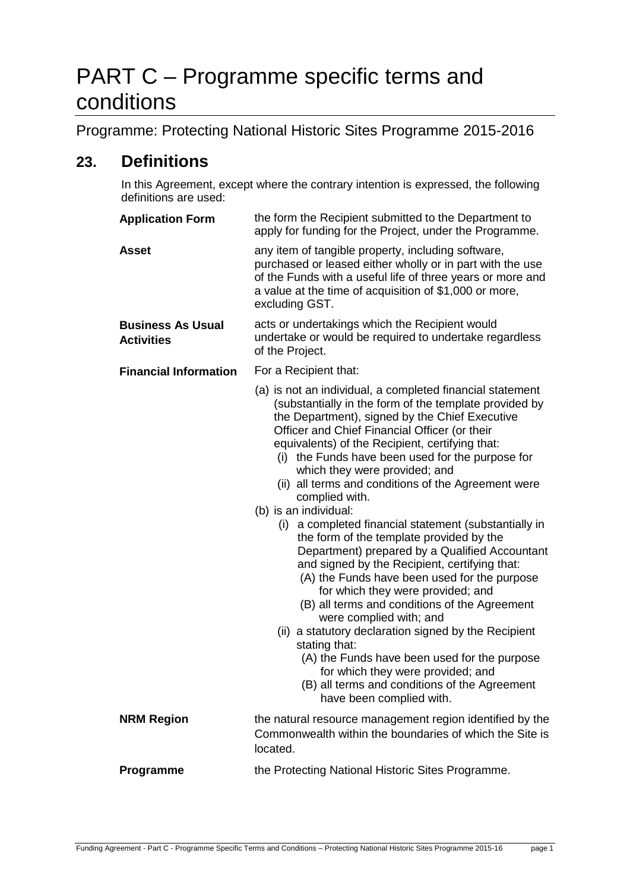# PART C – Programme specific terms and conditions

## Programme: Protecting National Historic Sites Programme 2015-2016

## 23. Definitions

In this Agreement, except where the contrary intention is expressed, the following definitions are used:

**Application Form** the form the Recipient submitted to the Department to apply for funding for the Project, under the Programme.

**Asset** any item of tangible property, including software, purchased or leased either wholly or in part with the use of the Funds with a useful life of three years or more and a value at the time of acquisition of $1,000 or more, excluding GST.

**Business As Usual Activities** acts or undertakings which the Recipient would undertake or would be required to undertake regardless of the Project.

**Financial Information** For a Recipient that:

(a) is not an individual, a completed financial statement (substantially in the form of the template provided by the Department), signed by the Chief Executive Officer and Chief Financial Officer (or their equivalents) of the Recipient, certifying that:
  - (i) the Funds have been used for the purpose for which they were provided; and
  - (ii) all terms and conditions of the Agreement were complied with.

(b) is an individual:
  - (i) a completed financial statement (substantially in the form of the template provided by the Department) prepared by a Qualified Accountant and signed by the Recipient, certifying that:
    - (A) the Funds have been used for the purpose for which they were provided; and
    - (B) all terms and conditions of the Agreement were complied with; and
  - (ii) a statutory declaration signed by the Recipient stating that:
    - (A) the Funds have been used for the purpose for which they were provided; and
    - (B) all terms and conditions of the Agreement have been complied with.

**NRM Region** the natural resource management region identified by the Commonwealth within the boundaries of which the Site is located.

**Programme** the Protecting National Historic Sites Programme.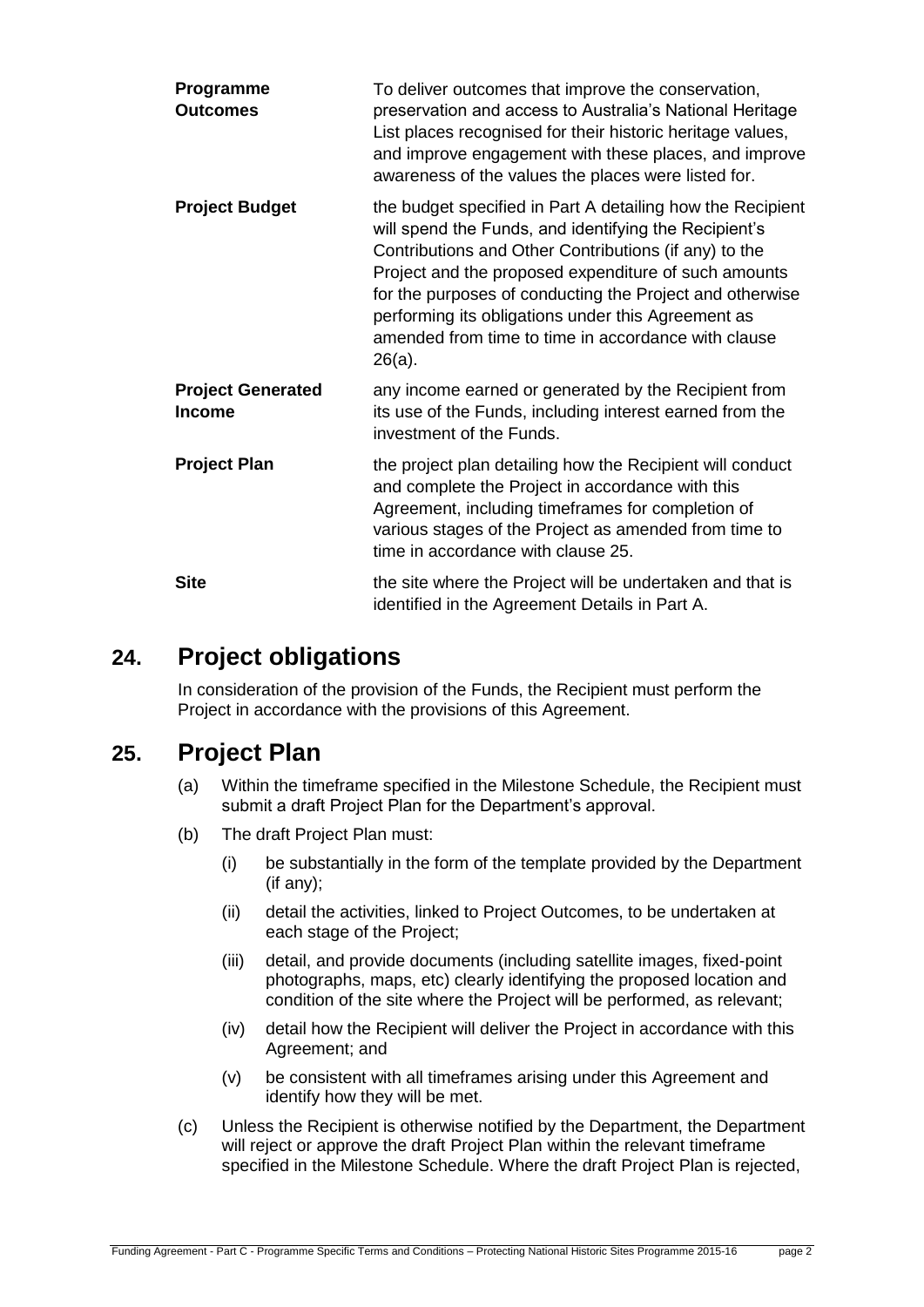| | |
|---|---|
| **Programme Outcomes** | To deliver outcomes that improve the conservation, preservation and access to Australia's National Heritage List places recognised for their historic heritage values, and improve engagement with these places, and improve awareness of the values the places were listed for. |
| **Project Budget** | the budget specified in Part A detailing how the Recipient will spend the Funds, and identifying the Recipient's Contributions and Other Contributions (if any) to the Project and the proposed expenditure of such amounts for the purposes of conducting the Project and otherwise performing its obligations under this Agreement as amended from time to time in accordance with clause 26(a). |
| **Project Generated Income** | any income earned or generated by the Recipient from its use of the Funds, including interest earned from the investment of the Funds. |
| **Project Plan** | the project plan detailing how the Recipient will conduct and complete the Project in accordance with this Agreement, including timeframes for completion of various stages of the Project as amended from time to time in accordance with clause 25. |
| **Site** | the site where the Project will be undertaken and that is identified in the Agreement Details in Part A. |

## 24. Project obligations

In consideration of the provision of the Funds, the Recipient must perform the Project in accordance with the provisions of this Agreement.

## 25. Project Plan

(a) Within the timeframe specified in the Milestone Schedule, the Recipient must submit a draft Project Plan for the Department's approval.

(b) The draft Project Plan must:

  (i) be substantially in the form of the template provided by the Department (if any);

  (ii) detail the activities, linked to Project Outcomes, to be undertaken at each stage of the Project;

  (iii) detail, and provide documents (including satellite images, fixed-point photographs, maps, etc) clearly identifying the proposed location and condition of the site where the Project will be performed, as relevant;

  (iv) detail how the Recipient will deliver the Project in accordance with this Agreement; and

  (v) be consistent with all timeframes arising under this Agreement and identify how they will be met.

(c) Unless the Recipient is otherwise notified by the Department, the Department will reject or approve the draft Project Plan within the relevant timeframe specified in the Milestone Schedule. Where the draft Project Plan is rejected,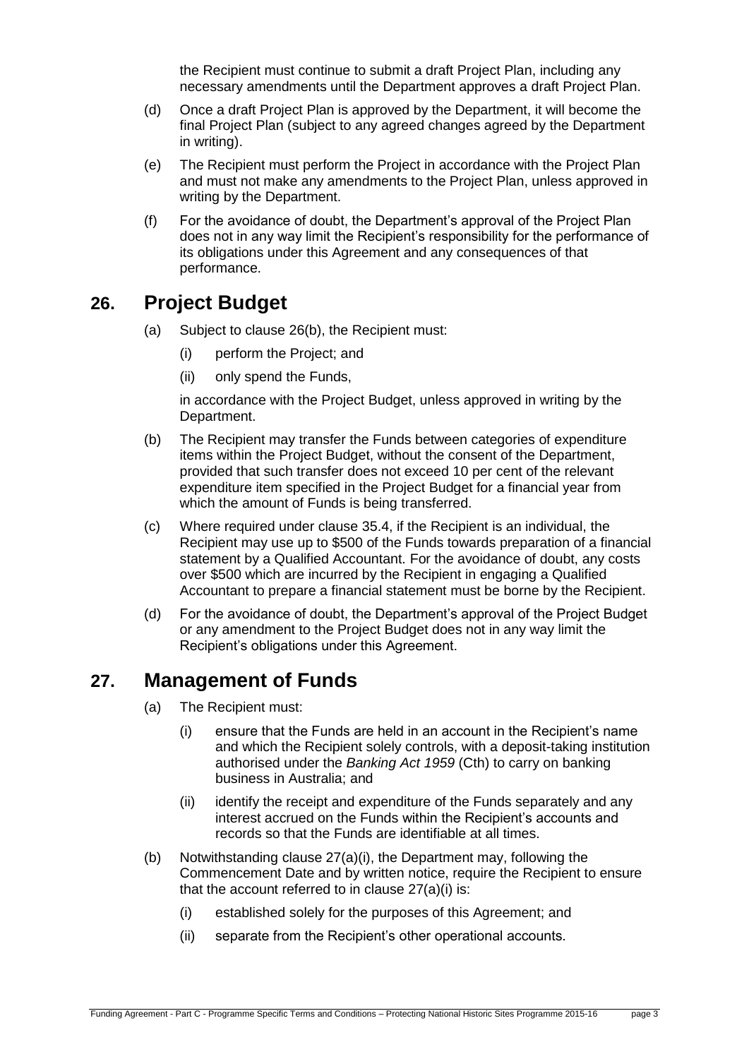the Recipient must continue to submit a draft Project Plan, including any necessary amendments until the Department approves a draft Project Plan.

(d) Once a draft Project Plan is approved by the Department, it will become the final Project Plan (subject to any agreed changes agreed by the Department in writing).

(e) The Recipient must perform the Project in accordance with the Project Plan and must not make any amendments to the Project Plan, unless approved in writing by the Department.

(f) For the avoidance of doubt, the Department's approval of the Project Plan does not in any way limit the Recipient's responsibility for the performance of its obligations under this Agreement and any consequences of that performance.

## 26. Project Budget

(a) Subject to clause 26(b), the Recipient must:

(i) perform the Project; and

(ii) only spend the Funds,

in accordance with the Project Budget, unless approved in writing by the Department.

(b) The Recipient may transfer the Funds between categories of expenditure items within the Project Budget, without the consent of the Department, provided that such transfer does not exceed 10 per cent of the relevant expenditure item specified in the Project Budget for a financial year from which the amount of Funds is being transferred.

(c) Where required under clause 35.4, if the Recipient is an individual, the Recipient may use up to $500 of the Funds towards preparation of a financial statement by a Qualified Accountant. For the avoidance of doubt, any costs over $500 which are incurred by the Recipient in engaging a Qualified Accountant to prepare a financial statement must be borne by the Recipient.

(d) For the avoidance of doubt, the Department's approval of the Project Budget or any amendment to the Project Budget does not in any way limit the Recipient's obligations under this Agreement.

## 27. Management of Funds

(a) The Recipient must:

(i) ensure that the Funds are held in an account in the Recipient's name and which the Recipient solely controls, with a deposit-taking institution authorised under the *Banking Act 1959* (Cth) to carry on banking business in Australia; and

(ii) identify the receipt and expenditure of the Funds separately and any interest accrued on the Funds within the Recipient's accounts and records so that the Funds are identifiable at all times.

(b) Notwithstanding clause 27(a)(i), the Department may, following the Commencement Date and by written notice, require the Recipient to ensure that the account referred to in clause 27(a)(i) is:

(i) established solely for the purposes of this Agreement; and

(ii) separate from the Recipient's other operational accounts.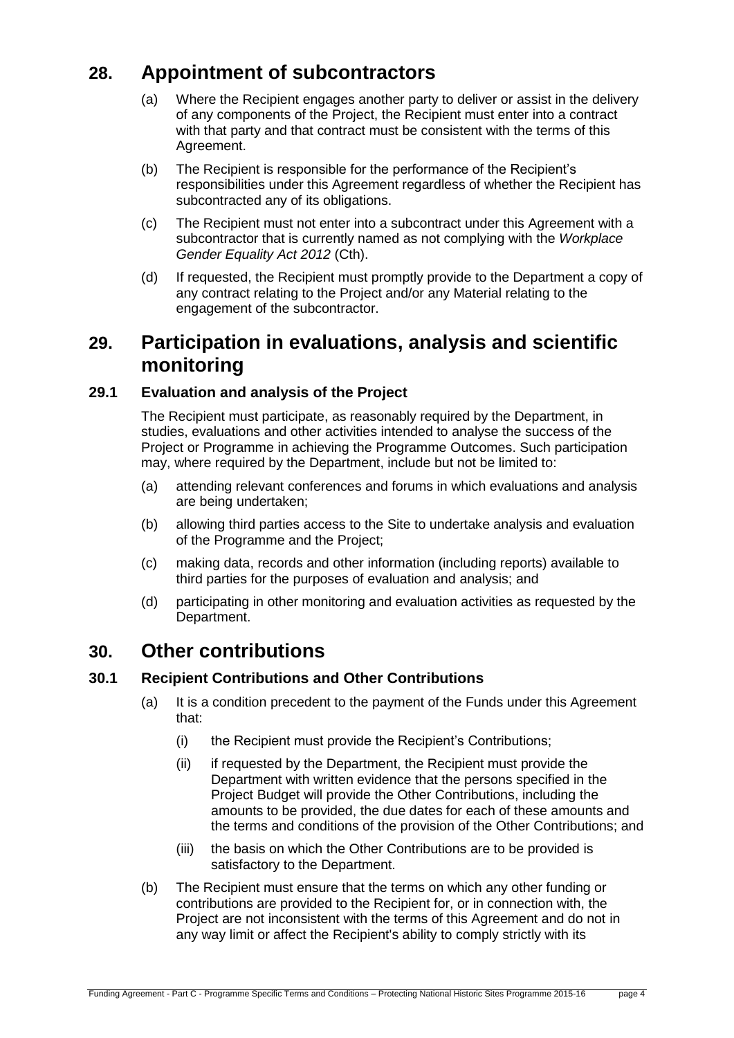## 28. Appointment of subcontractors

(a) Where the Recipient engages another party to deliver or assist in the delivery of any components of the Project, the Recipient must enter into a contract with that party and that contract must be consistent with the terms of this Agreement.

(b) The Recipient is responsible for the performance of the Recipient's responsibilities under this Agreement regardless of whether the Recipient has subcontracted any of its obligations.

(c) The Recipient must not enter into a subcontract under this Agreement with a subcontractor that is currently named as not complying with the *Workplace Gender Equality Act 2012* (Cth).

(d) If requested, the Recipient must promptly provide to the Department a copy of any contract relating to the Project and/or any Material relating to the engagement of the subcontractor.

## 29. Participation in evaluations, analysis and scientific monitoring

### 29.1 Evaluation and analysis of the Project

The Recipient must participate, as reasonably required by the Department, in studies, evaluations and other activities intended to analyse the success of the Project or Programme in achieving the Programme Outcomes. Such participation may, where required by the Department, include but not be limited to:

(a) attending relevant conferences and forums in which evaluations and analysis are being undertaken;

(b) allowing third parties access to the Site to undertake analysis and evaluation of the Programme and the Project;

(c) making data, records and other information (including reports) available to third parties for the purposes of evaluation and analysis; and

(d) participating in other monitoring and evaluation activities as requested by the Department.

## 30. Other contributions

### 30.1 Recipient Contributions and Other Contributions

(a) It is a condition precedent to the payment of the Funds under this Agreement that:

(i) the Recipient must provide the Recipient's Contributions;

(ii) if requested by the Department, the Recipient must provide the Department with written evidence that the persons specified in the Project Budget will provide the Other Contributions, including the amounts to be provided, the due dates for each of these amounts and the terms and conditions of the provision of the Other Contributions; and

(iii) the basis on which the Other Contributions are to be provided is satisfactory to the Department.

(b) The Recipient must ensure that the terms on which any other funding or contributions are provided to the Recipient for, or in connection with, the Project are not inconsistent with the terms of this Agreement and do not in any way limit or affect the Recipient's ability to comply strictly with its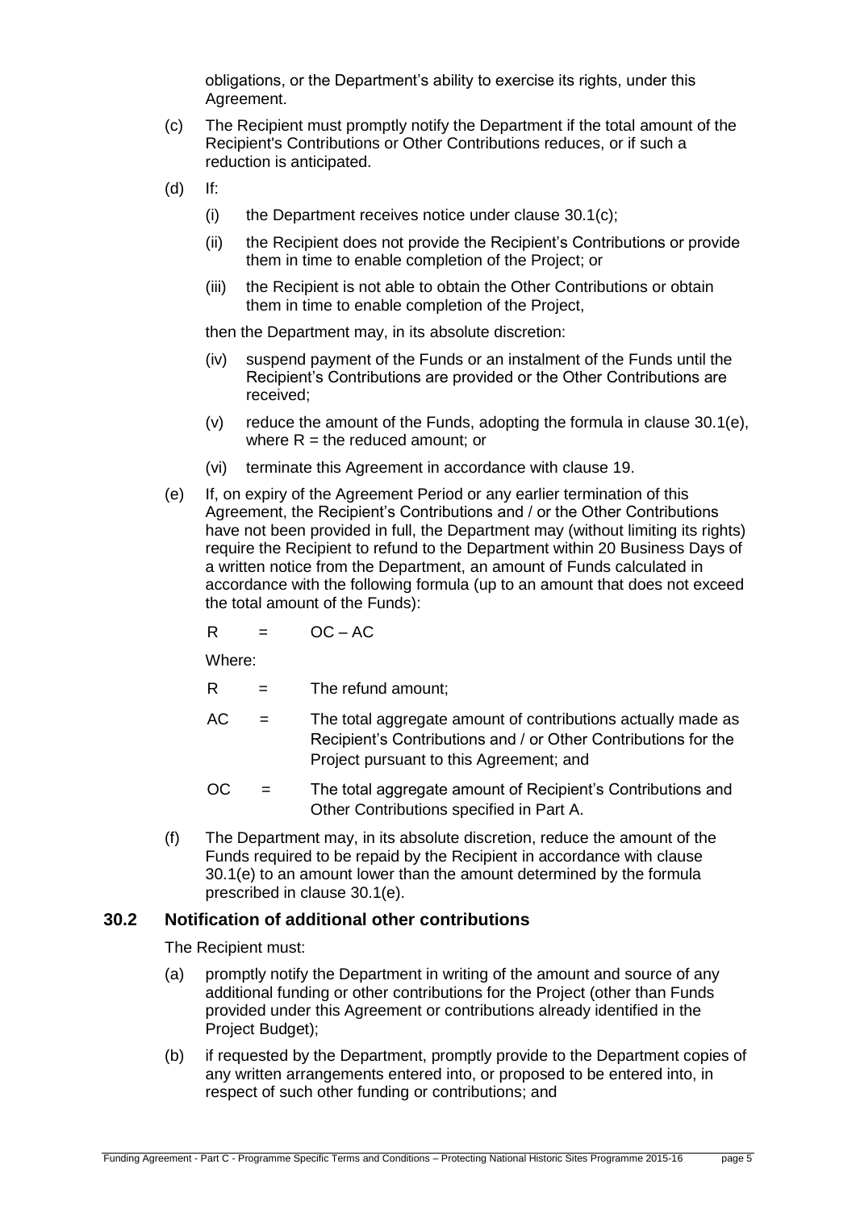obligations, or the Department's ability to exercise its rights, under this Agreement.

(c) The Recipient must promptly notify the Department if the total amount of the Recipient's Contributions or Other Contributions reduces, or if such a reduction is anticipated.

(d) If:

(i) the Department receives notice under clause 30.1(c);

(ii) the Recipient does not provide the Recipient's Contributions or provide them in time to enable completion of the Project; or

(iii) the Recipient is not able to obtain the Other Contributions or obtain them in time to enable completion of the Project,

then the Department may, in its absolute discretion:

(iv) suspend payment of the Funds or an instalment of the Funds until the Recipient's Contributions are provided or the Other Contributions are received;

(v) reduce the amount of the Funds, adopting the formula in clause 30.1(e), where R = the reduced amount; or

(vi) terminate this Agreement in accordance with clause 19.

(e) If, on expiry of the Agreement Period or any earlier termination of this Agreement, the Recipient's Contributions and / or the Other Contributions have not been provided in full, the Department may (without limiting its rights) require the Recipient to refund to the Department within 20 Business Days of a written notice from the Department, an amount of Funds calculated in accordance with the following formula (up to an amount that does not exceed the total amount of the Funds):

$$R = OC - AC$$

Where:

R = The refund amount;

AC = The total aggregate amount of contributions actually made as Recipient's Contributions and / or Other Contributions for the Project pursuant to this Agreement; and

OC = The total aggregate amount of Recipient's Contributions and Other Contributions specified in Part A.

(f) The Department may, in its absolute discretion, reduce the amount of the Funds required to be repaid by the Recipient in accordance with clause 30.1(e) to an amount lower than the amount determined by the formula prescribed in clause 30.1(e).

### 30.2 Notification of additional other contributions

The Recipient must:

(a) promptly notify the Department in writing of the amount and source of any additional funding or other contributions for the Project (other than Funds provided under this Agreement or contributions already identified in the Project Budget);

(b) if requested by the Department, promptly provide to the Department copies of any written arrangements entered into, or proposed to be entered into, in respect of such other funding or contributions; and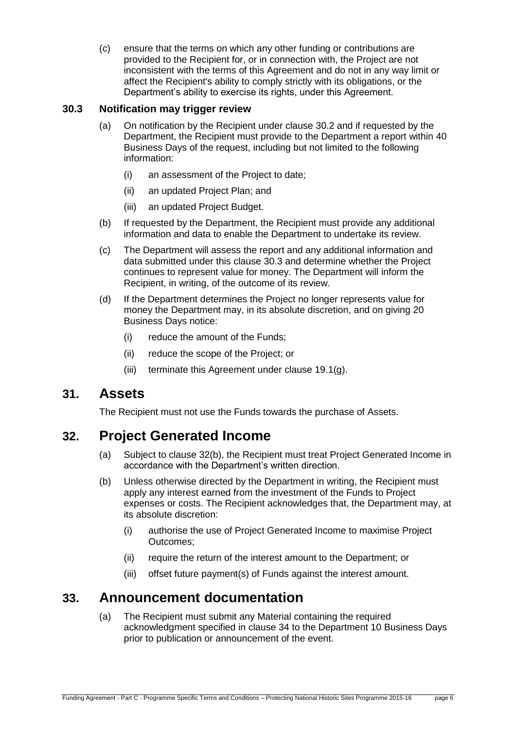(c) ensure that the terms on which any other funding or contributions are provided to the Recipient for, or in connection with, the Project are not inconsistent with the terms of this Agreement and do not in any way limit or affect the Recipient's ability to comply strictly with its obligations, or the Department's ability to exercise its rights, under this Agreement.

### 30.3 Notification may trigger review

(a) On notification by the Recipient under clause 30.2 and if requested by the Department, the Recipient must provide to the Department a report within 40 Business Days of the request, including but not limited to the following information:

   (i) an assessment of the Project to date;

   (ii) an updated Project Plan; and

   (iii) an updated Project Budget.

(b) If requested by the Department, the Recipient must provide any additional information and data to enable the Department to undertake its review.

(c) The Department will assess the report and any additional information and data submitted under this clause 30.3 and determine whether the Project continues to represent value for money. The Department will inform the Recipient, in writing, of the outcome of its review.

(d) If the Department determines the Project no longer represents value for money the Department may, in its absolute discretion, and on giving 20 Business Days notice:

   (i) reduce the amount of the Funds;

   (ii) reduce the scope of the Project; or

   (iii) terminate this Agreement under clause 19.1(g).

## 31. Assets

The Recipient must not use the Funds towards the purchase of Assets.

## 32. Project Generated Income

(a) Subject to clause 32(b), the Recipient must treat Project Generated Income in accordance with the Department's written direction.

(b) Unless otherwise directed by the Department in writing, the Recipient must apply any interest earned from the investment of the Funds to Project expenses or costs. The Recipient acknowledges that, the Department may, at its absolute discretion:

   (i) authorise the use of Project Generated Income to maximise Project Outcomes;

   (ii) require the return of the interest amount to the Department; or

   (iii) offset future payment(s) of Funds against the interest amount.

## 33. Announcement documentation

(a) The Recipient must submit any Material containing the required acknowledgment specified in clause 34 to the Department 10 Business Days prior to publication or announcement of the event.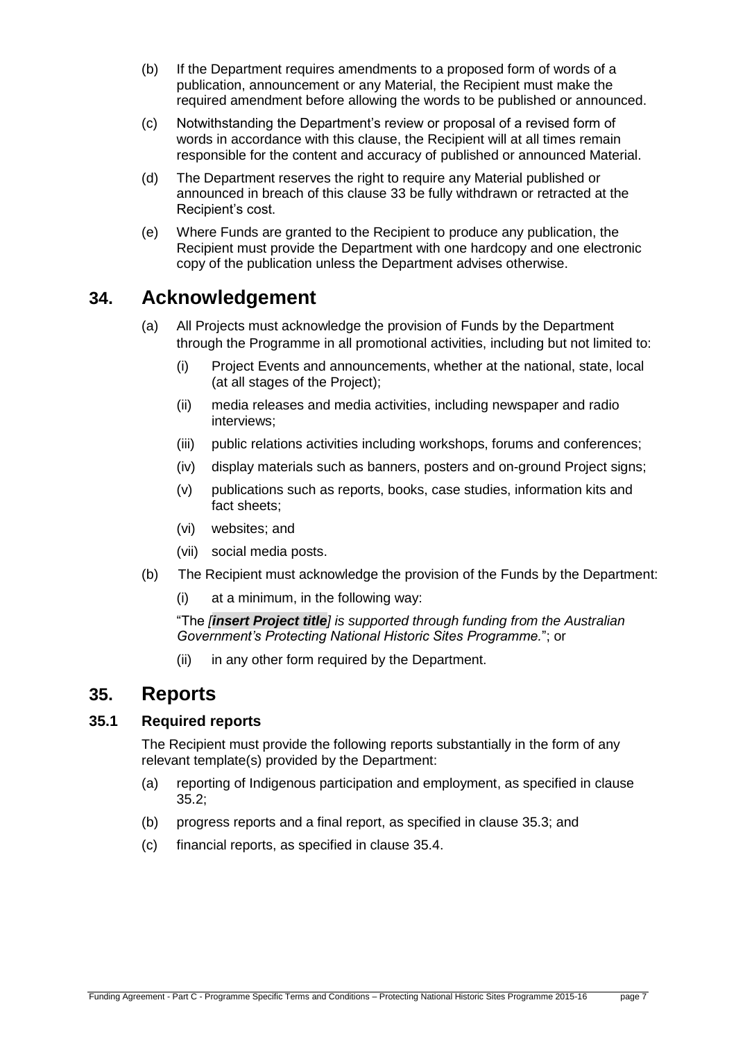(b) If the Department requires amendments to a proposed form of words of a publication, announcement or any Material, the Recipient must make the required amendment before allowing the words to be published or announced.

(c) Notwithstanding the Department's review or proposal of a revised form of words in accordance with this clause, the Recipient will at all times remain responsible for the content and accuracy of published or announced Material.

(d) The Department reserves the right to require any Material published or announced in breach of this clause 33 be fully withdrawn or retracted at the Recipient's cost.

(e) Where Funds are granted to the Recipient to produce any publication, the Recipient must provide the Department with one hardcopy and one electronic copy of the publication unless the Department advises otherwise.

## 34. Acknowledgement

(a) All Projects must acknowledge the provision of Funds by the Department through the Programme in all promotional activities, including but not limited to:

(i) Project Events and announcements, whether at the national, state, local (at all stages of the Project);

(ii) media releases and media activities, including newspaper and radio interviews;

(iii) public relations activities including workshops, forums and conferences;

(iv) display materials such as banners, posters and on-ground Project signs;

(v) publications such as reports, books, case studies, information kits and fact sheets;

(vi) websites; and

(vii) social media posts.

(b) The Recipient must acknowledge the provision of the Funds by the Department:

(i) at a minimum, in the following way:

"The *[**insert Project title**] is supported through funding from the Australian Government's Protecting National Historic Sites Programme.*"; or

(ii) in any other form required by the Department.

## 35. Reports

### 35.1 Required reports

The Recipient must provide the following reports substantially in the form of any relevant template(s) provided by the Department:

(a) reporting of Indigenous participation and employment, as specified in clause 35.2;

(b) progress reports and a final report, as specified in clause 35.3; and

(c) financial reports, as specified in clause 35.4.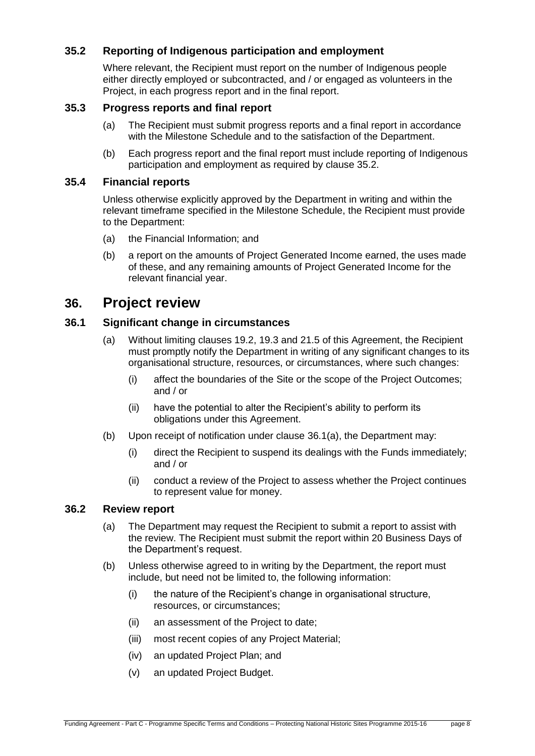### 35.2 Reporting of Indigenous participation and employment

Where relevant, the Recipient must report on the number of Indigenous people either directly employed or subcontracted, and / or engaged as volunteers in the Project, in each progress report and in the final report.

### 35.3 Progress reports and final report

(a) The Recipient must submit progress reports and a final report in accordance with the Milestone Schedule and to the satisfaction of the Department.

(b) Each progress report and the final report must include reporting of Indigenous participation and employment as required by clause 35.2.

### 35.4 Financial reports

Unless otherwise explicitly approved by the Department in writing and within the relevant timeframe specified in the Milestone Schedule, the Recipient must provide to the Department:

(a) the Financial Information; and

(b) a report on the amounts of Project Generated Income earned, the uses made of these, and any remaining amounts of Project Generated Income for the relevant financial year.

## 36. Project review

### 36.1 Significant change in circumstances

(a) Without limiting clauses 19.2, 19.3 and 21.5 of this Agreement, the Recipient must promptly notify the Department in writing of any significant changes to its organisational structure, resources, or circumstances, where such changes:

(i) affect the boundaries of the Site or the scope of the Project Outcomes; and / or

(ii) have the potential to alter the Recipient's ability to perform its obligations under this Agreement.

(b) Upon receipt of notification under clause 36.1(a), the Department may:

(i) direct the Recipient to suspend its dealings with the Funds immediately; and / or

(ii) conduct a review of the Project to assess whether the Project continues to represent value for money.

### 36.2 Review report

(a) The Department may request the Recipient to submit a report to assist with the review. The Recipient must submit the report within 20 Business Days of the Department's request.

(b) Unless otherwise agreed to in writing by the Department, the report must include, but need not be limited to, the following information:

(i) the nature of the Recipient's change in organisational structure, resources, or circumstances;

(ii) an assessment of the Project to date;

(iii) most recent copies of any Project Material;

(iv) an updated Project Plan; and

(v) an updated Project Budget.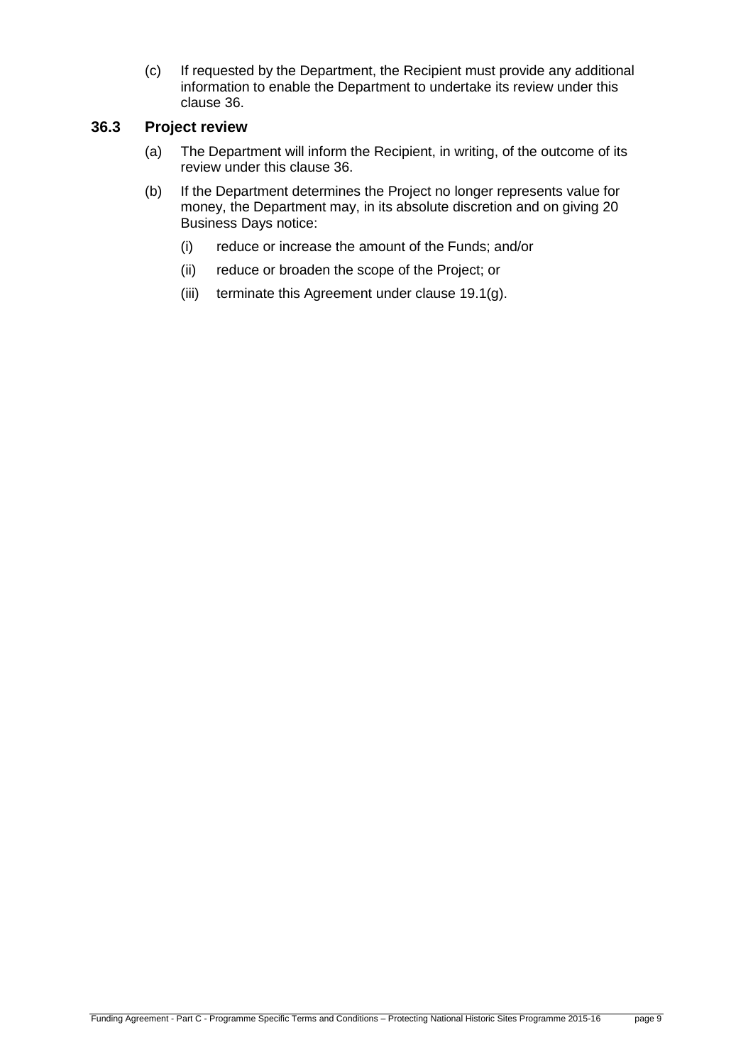(c) If requested by the Department, the Recipient must provide any additional information to enable the Department to undertake its review under this clause 36.

### 36.3 Project review

(a) The Department will inform the Recipient, in writing, of the outcome of its review under this clause 36.

(b) If the Department determines the Project no longer represents value for money, the Department may, in its absolute discretion and on giving 20 Business Days notice:

   (i) reduce or increase the amount of the Funds; and/or

   (ii) reduce or broaden the scope of the Project; or

   (iii) terminate this Agreement under clause 19.1(g).